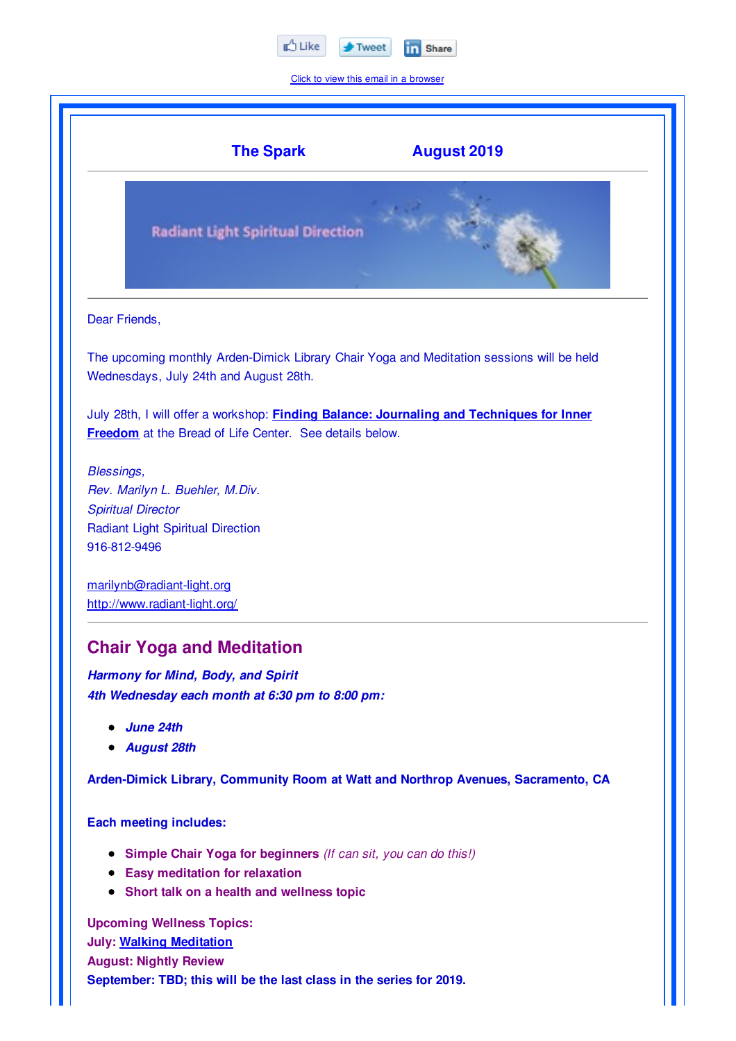Like Tweet Share

Click to view this email in a browser

## The Spark August 2019

Radiant Light Spiritual Direction

Dear Friends,

The upcoming monthly Arden-Dimick Library Chair Yoga and Meditation sessions will be held Wednesdays, July 24th and August 28th.

July 28th, I will offer a workshop: **Finding Balance: Journaling and Techniques for Inner Freedom** at the Bread of Life Center. See details below.

*Blessings,*
*Rev. Marilyn L. Buehler, M.Div.*
*Spiritual Director*
Radiant Light Spiritual Direction
916-812-9496

marilynb@radiant-light.org
http://www.radiant-light.org/

## Chair Yoga and Meditation

***Harmony for Mind, Body, and Spirit***
***4th Wednesday each month at 6:30 pm to 8:00 pm:***

- ***June 24th***
- ***August 28th***

**Arden-Dimick Library, Community Room at Watt and Northrop Avenues, Sacramento, CA**

**Each meeting includes:**

- **Simple Chair Yoga for beginners** *(If can sit, you can do this!)*
- **Easy meditation for relaxation**
- **Short talk on a health and wellness topic**

**Upcoming Wellness Topics:**
**July: Walking Meditation**
**August: Nightly Review**
**September: TBD; this will be the last class in the series for 2019.**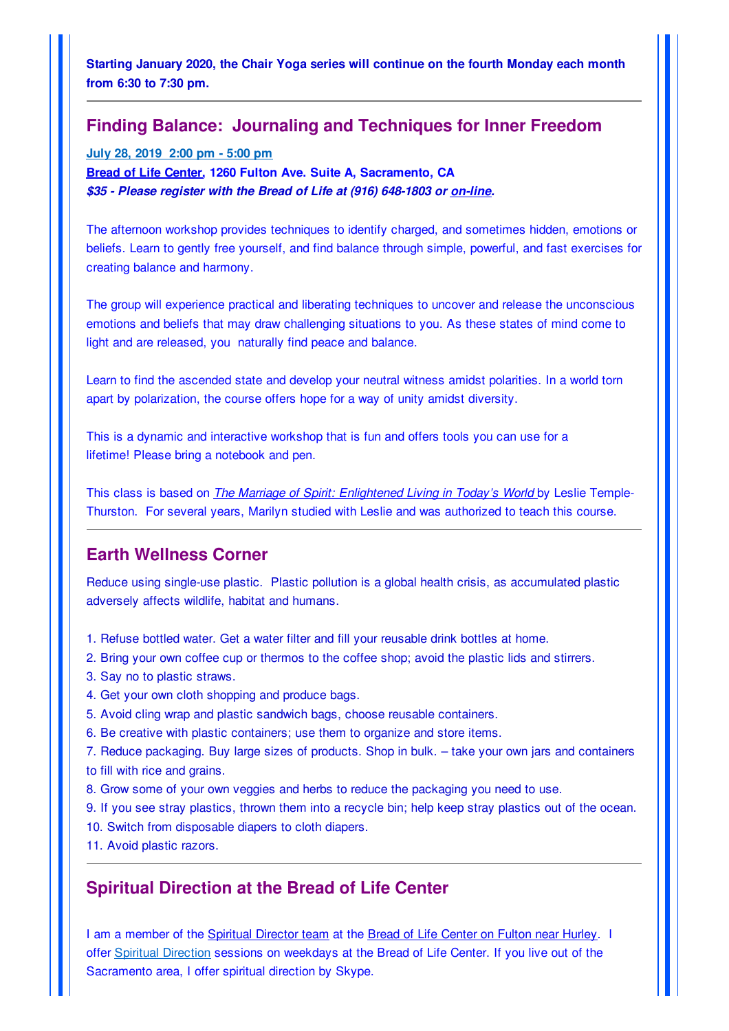**Starting January 2020, the Chair Yoga series will continue on the fourth Monday each month from 6:30 to 7:30 pm.**

---

## Finding Balance: Journaling and Techniques for Inner Freedom

**July 28, 2019 2:00 pm - 5:00 pm**
**Bread of Life Center, 1260 Fulton Ave. Suite A, Sacramento, CA**
***$35 - Please register with the Bread of Life at (916) 648-1803 or on-line.***

The afternoon workshop provides techniques to identify charged, and sometimes hidden, emotions or beliefs. Learn to gently free yourself, and find balance through simple, powerful, and fast exercises for creating balance and harmony.

The group will experience practical and liberating techniques to uncover and release the unconscious emotions and beliefs that may draw challenging situations to you. As these states of mind come to light and are released, you naturally find peace and balance.

Learn to find the ascended state and develop your neutral witness amidst polarities. In a world torn apart by polarization, the course offers hope for a way of unity amidst diversity.

This is a dynamic and interactive workshop that is fun and offers tools you can use for a lifetime! Please bring a notebook and pen.

This class is based on *The Marriage of Spirit: Enlightened Living in Today's World* by Leslie Temple-Thurston. For several years, Marilyn studied with Leslie and was authorized to teach this course.

---

## Earth Wellness Corner

Reduce using single-use plastic. Plastic pollution is a global health crisis, as accumulated plastic adversely affects wildlife, habitat and humans.

1. Refuse bottled water. Get a water filter and fill your reusable drink bottles at home.
2. Bring your own coffee cup or thermos to the coffee shop; avoid the plastic lids and stirrers.
3. Say no to plastic straws.
4. Get your own cloth shopping and produce bags.
5. Avoid cling wrap and plastic sandwich bags, choose reusable containers.
6. Be creative with plastic containers; use them to organize and store items.
7. Reduce packaging. Buy large sizes of products. Shop in bulk. – take your own jars and containers to fill with rice and grains.
8. Grow some of your own veggies and herbs to reduce the packaging you need to use.
9. If you see stray plastics, thrown them into a recycle bin; help keep stray plastics out of the ocean.
10. Switch from disposable diapers to cloth diapers.
11. Avoid plastic razors.

---

## Spiritual Direction at the Bread of Life Center

I am a member of the Spiritual Director team at the Bread of Life Center on Fulton near Hurley. I offer Spiritual Direction sessions on weekdays at the Bread of Life Center. If you live out of the Sacramento area, I offer spiritual direction by Skype.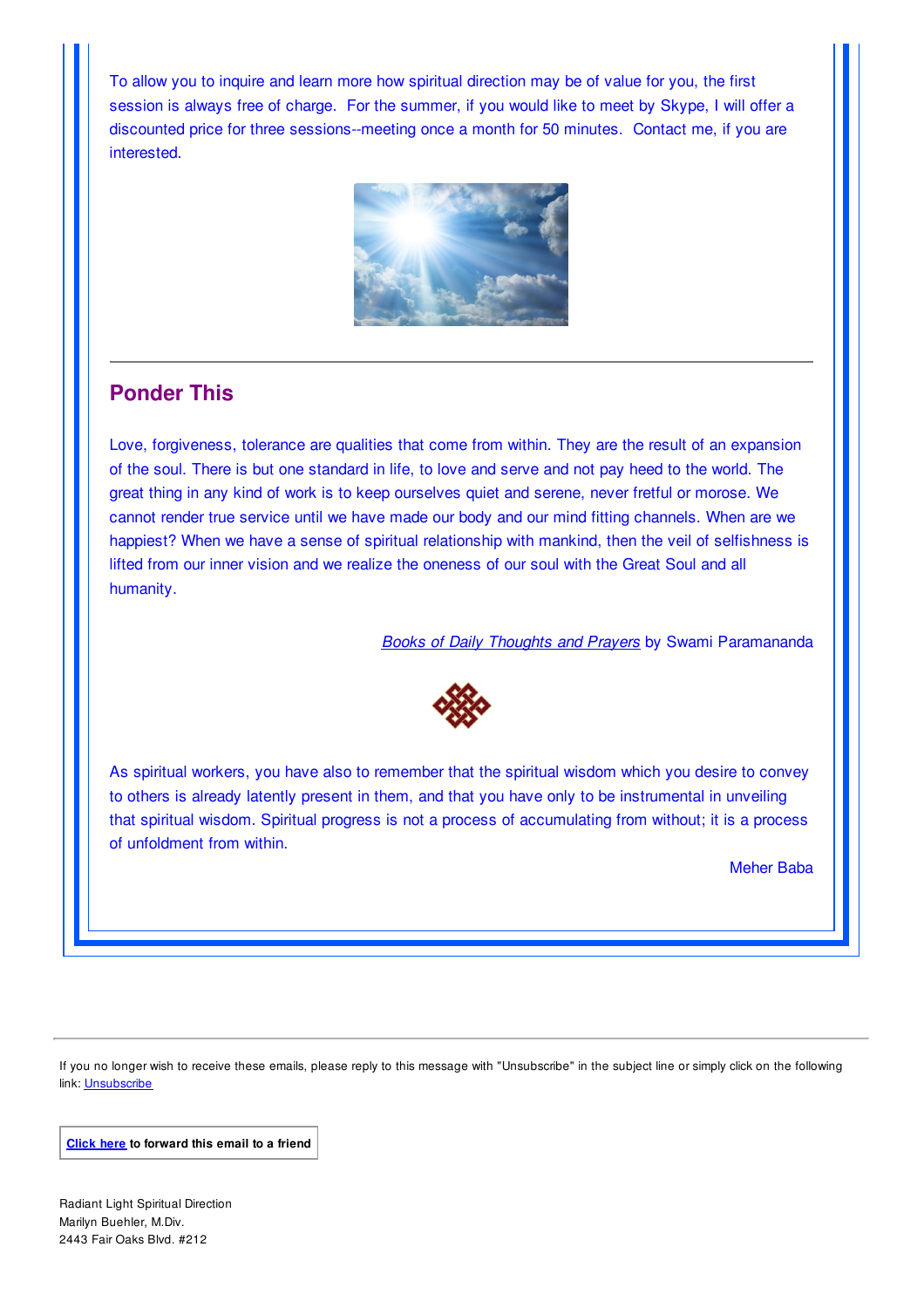To allow you to inquire and learn more how spiritual direction may be of value for you, the first session is always free of charge. For the summer, if you would like to meet by Skype, I will offer a discounted price for three sessions--meeting once a month for 50 minutes. Contact me, if you are interested.

---

## Ponder This

Love, forgiveness, tolerance are qualities that come from within. They are the result of an expansion of the soul. There is but one standard in life, to love and serve and not pay heed to the world. The great thing in any kind of work is to keep ourselves quiet and serene, never fretful or morose. We cannot render true service until we have made our body and our mind fitting channels. When are we happiest? When we have a sense of spiritual relationship with mankind, then the veil of selfishness is lifted from our inner vision and we realize the oneness of our soul with the Great Soul and all humanity.

*Books of Daily Thoughts and Prayers* by Swami Paramananda

As spiritual workers, you have also to remember that the spiritual wisdom which you desire to convey to others is already latently present in them, and that you have only to be instrumental in unveiling that spiritual wisdom. Spiritual progress is not a process of accumulating from without; it is a process of unfoldment from within.

Meher Baba

---

If you no longer wish to receive these emails, please reply to this message with "Unsubscribe" in the subject line or simply click on the following link: Unsubscribe

**Click here to forward this email to a friend**

Radiant Light Spiritual Direction
Marilyn Buehler, M.Div.
2443 Fair Oaks Blvd. #212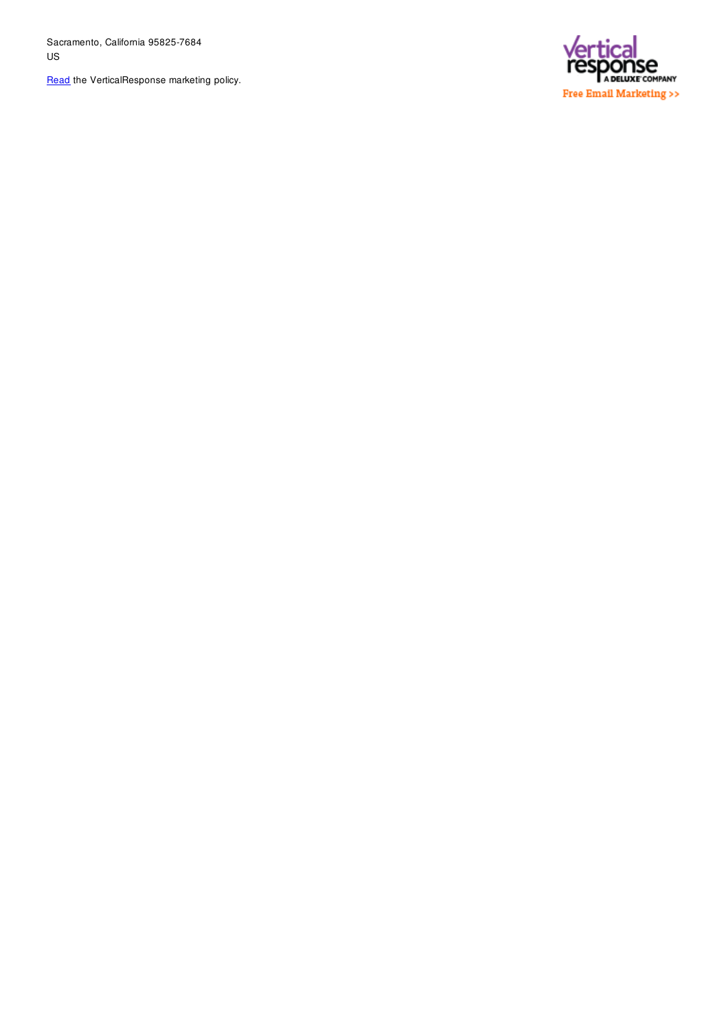Sacramento, California 95825-7684
US

Read the VerticalResponse marketing policy.

Vertical response A DELUXE COMPANY
Free Email Marketing >>